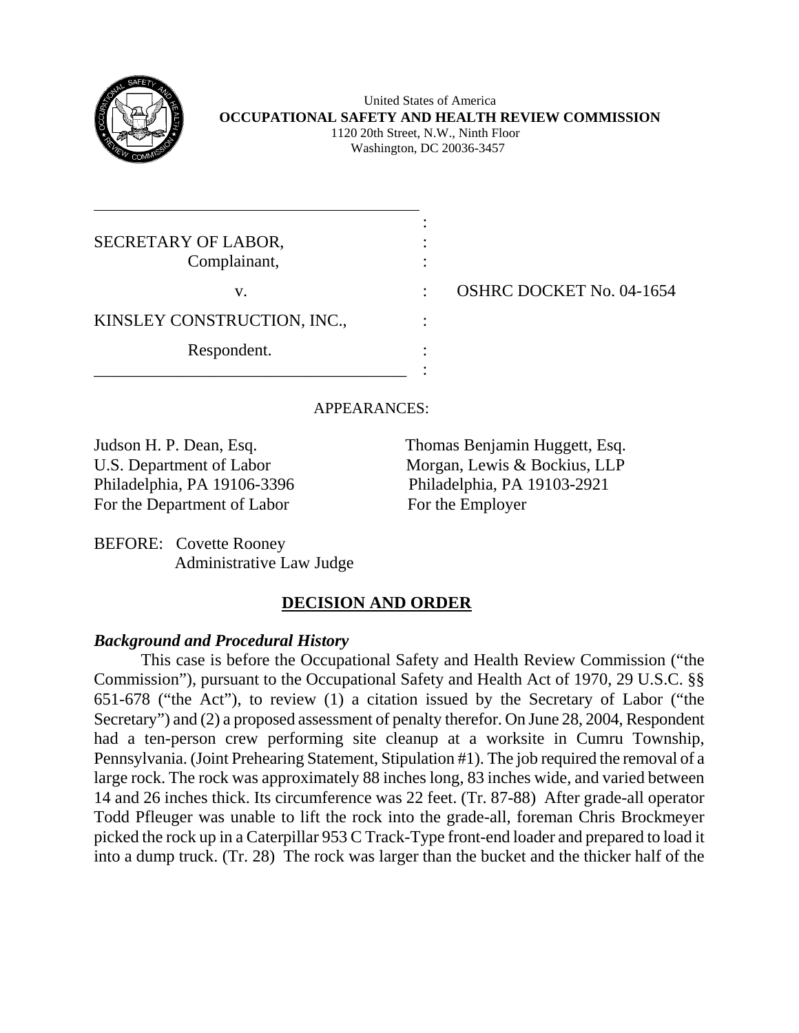United States of America
**OCCUPATIONAL SAFETY AND HEALTH REVIEW COMMISSION**
1120 20th Street, N.W., Ninth Floor
Washington, DC 20036-3457

SECRETARY OF LABOR,
Complainant,

v.

KINSLEY CONSTRUCTION, INC.,

Respondent.

OSHRC DOCKET No. 04-1654

APPEARANCES:

Judson H. P. Dean, Esq.
U.S. Department of Labor
Philadelphia, PA 19106-3396
For the Department of Labor

Thomas Benjamin Huggett, Esq.
Morgan, Lewis & Bockius, LLP
Philadelphia, PA 19103-2921
For the Employer

BEFORE: Covette Rooney
Administrative Law Judge

## DECISION AND ORDER

### *Background and Procedural History*

This case is before the Occupational Safety and Health Review Commission ("the Commission"), pursuant to the Occupational Safety and Health Act of 1970, 29 U.S.C. §§ 651-678 ("the Act"), to review (1) a citation issued by the Secretary of Labor ("the Secretary") and (2) a proposed assessment of penalty therefor. On June 28, 2004, Respondent had a ten-person crew performing site cleanup at a worksite in Cumru Township, Pennsylvania. (Joint Prehearing Statement, Stipulation #1). The job required the removal of a large rock. The rock was approximately 88 inches long, 83 inches wide, and varied between 14 and 26 inches thick. Its circumference was 22 feet. (Tr. 87-88) After grade-all operator Todd Pfleuger was unable to lift the rock into the grade-all, foreman Chris Brockmeyer picked the rock up in a Caterpillar 953 C Track-Type front-end loader and prepared to load it into a dump truck. (Tr. 28) The rock was larger than the bucket and the thicker half of the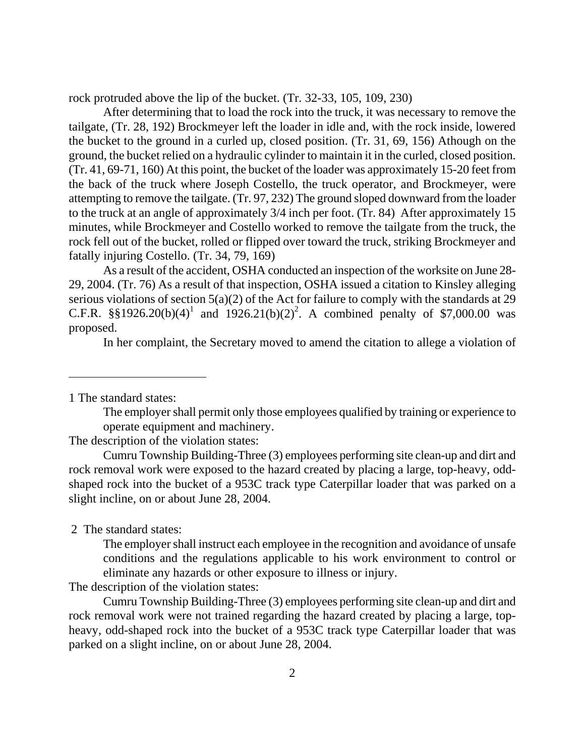rock protruded above the lip of the bucket. (Tr. 32-33, 105, 109, 230)

After determining that to load the rock into the truck, it was necessary to remove the tailgate, (Tr. 28, 192) Brockmeyer left the loader in idle and, with the rock inside, lowered the bucket to the ground in a curled up, closed position. (Tr. 31, 69, 156) Athough on the ground, the bucket relied on a hydraulic cylinder to maintain it in the curled, closed position. (Tr. 41, 69-71, 160) At this point, the bucket of the loader was approximately 15-20 feet from the back of the truck where Joseph Costello, the truck operator, and Brockmeyer, were attempting to remove the tailgate. (Tr. 97, 232) The ground sloped downward from the loader to the truck at an angle of approximately 3/4 inch per foot. (Tr. 84) After approximately 15 minutes, while Brockmeyer and Costello worked to remove the tailgate from the truck, the rock fell out of the bucket, rolled or flipped over toward the truck, striking Brockmeyer and fatally injuring Costello. (Tr. 34, 79, 169)

As a result of the accident, OSHA conducted an inspection of the worksite on June 28-29, 2004. (Tr. 76) As a result of that inspection, OSHA issued a citation to Kinsley alleging serious violations of section 5(a)(2) of the Act for failure to comply with the standards at 29 C.F.R. §§1926.20(b)(4)[1] and 1926.21(b)(2)[2]. A combined penalty of $7,000.00 was proposed.

In her complaint, the Secretary moved to amend the citation to allege a violation of

---

1 The standard states:

> The employer shall permit only those employees qualified by training or experience to operate equipment and machinery.

The description of the violation states:

> Cumru Township Building-Three (3) employees performing site clean-up and dirt and rock removal work were exposed to the hazard created by placing a large, top-heavy, odd-shaped rock into the bucket of a 953C track type Caterpillar loader that was parked on a slight incline, on or about June 28, 2004.

2 The standard states:

> The employer shall instruct each employee in the recognition and avoidance of unsafe conditions and the regulations applicable to his work environment to control or eliminate any hazards or other exposure to illness or injury.

The description of the violation states:

> Cumru Township Building-Three (3) employees performing site clean-up and dirt and rock removal work were not trained regarding the hazard created by placing a large, top-heavy, odd-shaped rock into the bucket of a 953C track type Caterpillar loader that was parked on a slight incline, on or about June 28, 2004.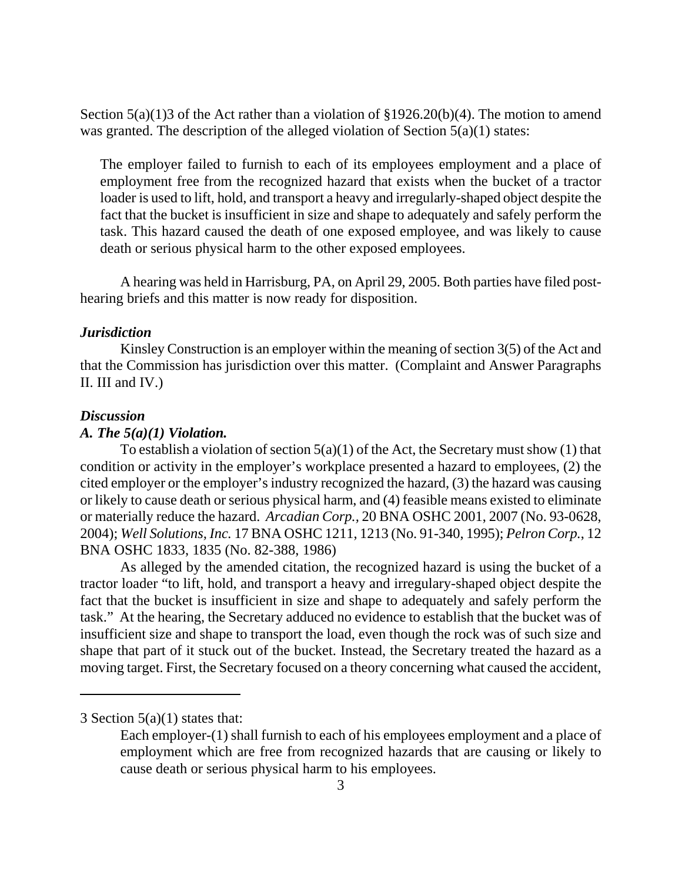Section 5(a)(1)[3] of the Act rather than a violation of §1926.20(b)(4). The motion to amend was granted. The description of the alleged violation of Section 5(a)(1) states:

> The employer failed to furnish to each of its employees employment and a place of employment free from the recognized hazard that exists when the bucket of a tractor loader is used to lift, hold, and transport a heavy and irregularly-shaped object despite the fact that the bucket is insufficient in size and shape to adequately and safely perform the task. This hazard caused the death of one exposed employee, and was likely to cause death or serious physical harm to the other exposed employees.

A hearing was held in Harrisburg, PA, on April 29, 2005. Both parties have filed post-hearing briefs and this matter is now ready for disposition.

### *Jurisdiction*

Kinsley Construction is an employer within the meaning of section 3(5) of the Act and that the Commission has jurisdiction over this matter. (Complaint and Answer Paragraphs II. III and IV.)

### *Discussion*

#### *A. The 5(a)(1) Violation.*

To establish a violation of section 5(a)(1) of the Act, the Secretary must show (1) that condition or activity in the employer's workplace presented a hazard to employees, (2) the cited employer or the employer's industry recognized the hazard, (3) the hazard was causing or likely to cause death or serious physical harm, and (4) feasible means existed to eliminate or materially reduce the hazard. *Arcadian Corp.,* 20 BNA OSHC 2001, 2007 (No. 93-0628, 2004); *Well Solutions, Inc.* 17 BNA OSHC 1211, 1213 (No. 91-340, 1995); *Pelron Corp.*, 12 BNA OSHC 1833, 1835 (No. 82-388, 1986)

As alleged by the amended citation, the recognized hazard is using the bucket of a tractor loader "to lift, hold, and transport a heavy and irregulary-shaped object despite the fact that the bucket is insufficient in size and shape to adequately and safely perform the task." At the hearing, the Secretary adduced no evidence to establish that the bucket was of insufficient size and shape to transport the load, even though the rock was of such size and shape that part of it stuck out of the bucket. Instead, the Secretary treated the hazard as a moving target. First, the Secretary focused on a theory concerning what caused the accident,

---

3 Section 5(a)(1) states that:

> Each employer-(1) shall furnish to each of his employees employment and a place of employment which are free from recognized hazards that are causing or likely to cause death or serious physical harm to his employees.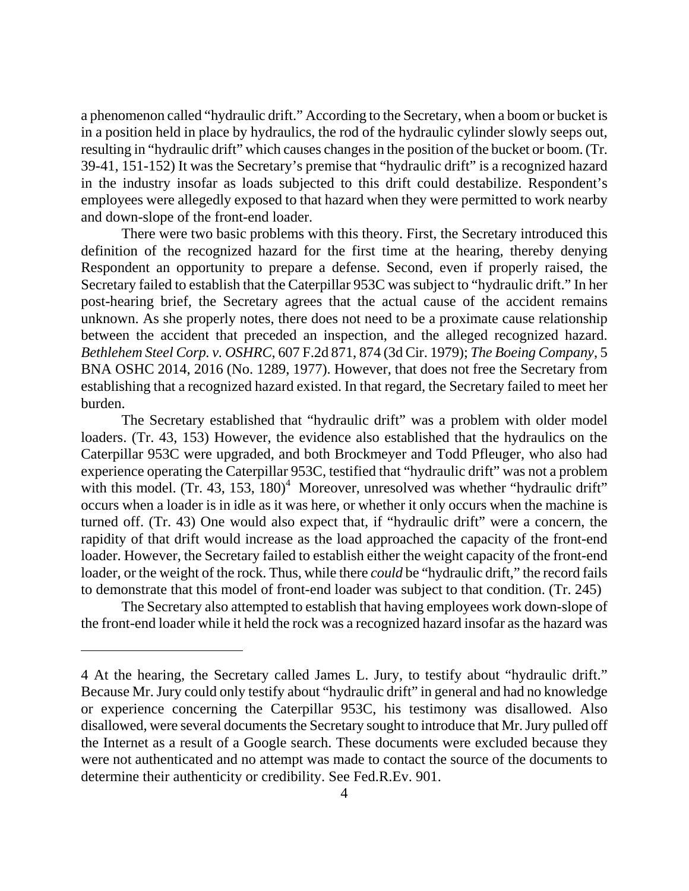a phenomenon called "hydraulic drift." According to the Secretary, when a boom or bucket is in a position held in place by hydraulics, the rod of the hydraulic cylinder slowly seeps out, resulting in "hydraulic drift" which causes changes in the position of the bucket or boom. (Tr. 39-41, 151-152) It was the Secretary's premise that "hydraulic drift" is a recognized hazard in the industry insofar as loads subjected to this drift could destabilize. Respondent's employees were allegedly exposed to that hazard when they were permitted to work nearby and down-slope of the front-end loader.

There were two basic problems with this theory. First, the Secretary introduced this definition of the recognized hazard for the first time at the hearing, thereby denying Respondent an opportunity to prepare a defense. Second, even if properly raised, the Secretary failed to establish that the Caterpillar 953C was subject to "hydraulic drift." In her post-hearing brief, the Secretary agrees that the actual cause of the accident remains unknown. As she properly notes, there does not need to be a proximate cause relationship between the accident that preceded an inspection, and the alleged recognized hazard. *Bethlehem Steel Corp. v. OSHRC*, 607 F.2d 871, 874 (3d Cir. 1979); *The Boeing Company*, 5 BNA OSHC 2014, 2016 (No. 1289, 1977). However, that does not free the Secretary from establishing that a recognized hazard existed. In that regard, the Secretary failed to meet her burden.

The Secretary established that "hydraulic drift" was a problem with older model loaders. (Tr. 43, 153) However, the evidence also established that the hydraulics on the Caterpillar 953C were upgraded, and both Brockmeyer and Todd Pfleuger, who also had experience operating the Caterpillar 953C, testified that "hydraulic drift" was not a problem with this model. (Tr. 43, 153, 180)[4] Moreover, unresolved was whether "hydraulic drift" occurs when a loader is in idle as it was here, or whether it only occurs when the machine is turned off. (Tr. 43) One would also expect that, if "hydraulic drift" were a concern, the rapidity of that drift would increase as the load approached the capacity of the front-end loader. However, the Secretary failed to establish either the weight capacity of the front-end loader, or the weight of the rock. Thus, while there *could* be "hydraulic drift," the record fails to demonstrate that this model of front-end loader was subject to that condition. (Tr. 245)

The Secretary also attempted to establish that having employees work down-slope of the front-end loader while it held the rock was a recognized hazard insofar as the hazard was

---

4 At the hearing, the Secretary called James L. Jury, to testify about "hydraulic drift." Because Mr. Jury could only testify about "hydraulic drift" in general and had no knowledge or experience concerning the Caterpillar 953C, his testimony was disallowed. Also disallowed, were several documents the Secretary sought to introduce that Mr. Jury pulled off the Internet as a result of a Google search. These documents were excluded because they were not authenticated and no attempt was made to contact the source of the documents to determine their authenticity or credibility. See Fed.R.Ev. 901.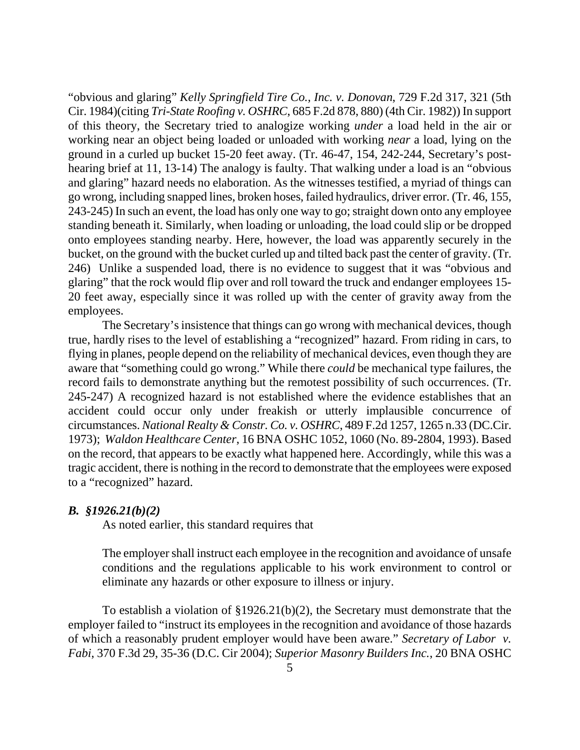"obvious and glaring" *Kelly Springfield Tire Co., Inc. v. Donovan*, 729 F.2d 317, 321 (5th Cir. 1984)(citing *Tri-State Roofing v. OSHRC*, 685 F.2d 878, 880) (4th Cir. 1982)) In support of this theory, the Secretary tried to analogize working *under* a load held in the air or working near an object being loaded or unloaded with working *near* a load, lying on the ground in a curled up bucket 15-20 feet away. (Tr. 46-47, 154, 242-244, Secretary's post-hearing brief at 11, 13-14) The analogy is faulty. That walking under a load is an "obvious and glaring" hazard needs no elaboration. As the witnesses testified, a myriad of things can go wrong, including snapped lines, broken hoses, failed hydraulics, driver error. (Tr. 46, 155, 243-245) In such an event, the load has only one way to go; straight down onto any employee standing beneath it. Similarly, when loading or unloading, the load could slip or be dropped onto employees standing nearby. Here, however, the load was apparently securely in the bucket, on the ground with the bucket curled up and tilted back past the center of gravity. (Tr. 246) Unlike a suspended load, there is no evidence to suggest that it was "obvious and glaring" that the rock would flip over and roll toward the truck and endanger employees 15-20 feet away, especially since it was rolled up with the center of gravity away from the employees.

The Secretary's insistence that things can go wrong with mechanical devices, though true, hardly rises to the level of establishing a "recognized" hazard. From riding in cars, to flying in planes, people depend on the reliability of mechanical devices, even though they are aware that "something could go wrong." While there *could* be mechanical type failures, the record fails to demonstrate anything but the remotest possibility of such occurrences. (Tr. 245-247) A recognized hazard is not established where the evidence establishes that an accident could occur only under freakish or utterly implausible concurrence of circumstances. *National Realty & Constr. Co. v. OSHRC*, 489 F.2d 1257, 1265 n.33 (DC.Cir. 1973); *Waldon Healthcare Center*, 16 BNA OSHC 1052, 1060 (No. 89-2804, 1993). Based on the record, that appears to be exactly what happened here. Accordingly, while this was a tragic accident, there is nothing in the record to demonstrate that the employees were exposed to a "recognized" hazard.

### *B. §1926.21(b)(2)*

As noted earlier, this standard requires that

> The employer shall instruct each employee in the recognition and avoidance of unsafe conditions and the regulations applicable to his work environment to control or eliminate any hazards or other exposure to illness or injury.

To establish a violation of §1926.21(b)(2), the Secretary must demonstrate that the employer failed to "instruct its employees in the recognition and avoidance of those hazards of which a reasonably prudent employer would have been aware." *Secretary of Labor v. Fabi*, 370 F.3d 29, 35-36 (D.C. Cir 2004); *Superior Masonry Builders Inc.*, 20 BNA OSHC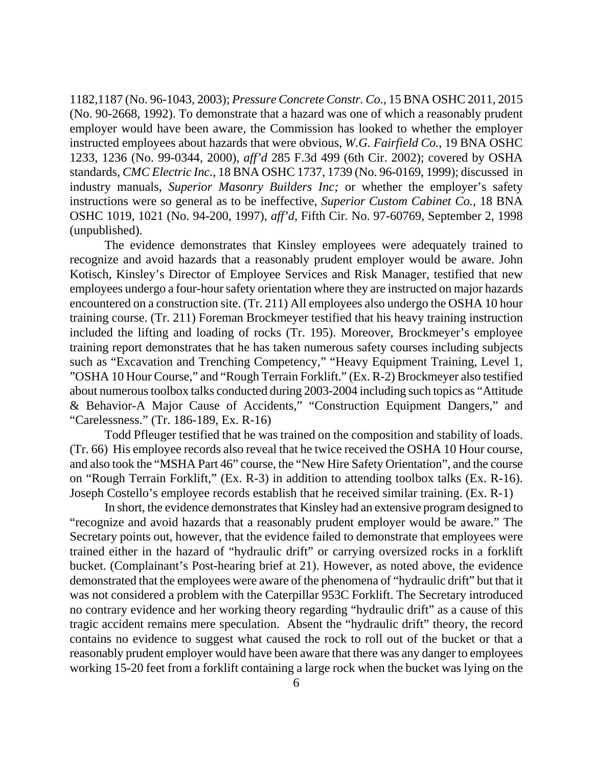1182,1187 (No. 96-1043, 2003); *Pressure Concrete Constr. Co.*, 15 BNA OSHC 2011, 2015 (No. 90-2668, 1992). To demonstrate that a hazard was one of which a reasonably prudent employer would have been aware, the Commission has looked to whether the employer instructed employees about hazards that were obvious, *W.G. Fairfield Co.*, 19 BNA OSHC 1233, 1236 (No. 99-0344, 2000), *aff'd* 285 F.3d 499 (6th Cir. 2002); covered by OSHA standards, *CMC Electric Inc.*, 18 BNA OSHC 1737, 1739 (No. 96-0169, 1999); discussed in industry manuals, *Superior Masonry Builders Inc;* or whether the employer's safety instructions were so general as to be ineffective, *Superior Custom Cabinet Co.*, 18 BNA OSHC 1019, 1021 (No. 94-200, 1997), *aff'd*, Fifth Cir. No. 97-60769, September 2, 1998 (unpublished).

The evidence demonstrates that Kinsley employees were adequately trained to recognize and avoid hazards that a reasonably prudent employer would be aware. John Kotisch, Kinsley's Director of Employee Services and Risk Manager, testified that new employees undergo a four-hour safety orientation where they are instructed on major hazards encountered on a construction site. (Tr. 211) All employees also undergo the OSHA 10 hour training course. (Tr. 211) Foreman Brockmeyer testified that his heavy training instruction included the lifting and loading of rocks (Tr. 195). Moreover, Brockmeyer's employee training report demonstrates that he has taken numerous safety courses including subjects such as "Excavation and Trenching Competency," "Heavy Equipment Training, Level 1, "OSHA 10 Hour Course," and "Rough Terrain Forklift." (Ex. R-2) Brockmeyer also testified about numerous toolbox talks conducted during 2003-2004 including such topics as "Attitude & Behavior-A Major Cause of Accidents," "Construction Equipment Dangers," and "Carelessness." (Tr. 186-189, Ex. R-16)

Todd Pfleuger testified that he was trained on the composition and stability of loads. (Tr. 66) His employee records also reveal that he twice received the OSHA 10 Hour course, and also took the "MSHA Part 46" course, the "New Hire Safety Orientation", and the course on "Rough Terrain Forklift," (Ex. R-3) in addition to attending toolbox talks (Ex. R-16). Joseph Costello's employee records establish that he received similar training. (Ex. R-1)

In short, the evidence demonstrates that Kinsley had an extensive program designed to "recognize and avoid hazards that a reasonably prudent employer would be aware." The Secretary points out, however, that the evidence failed to demonstrate that employees were trained either in the hazard of "hydraulic drift" or carrying oversized rocks in a forklift bucket. (Complainant's Post-hearing brief at 21). However, as noted above, the evidence demonstrated that the employees were aware of the phenomena of "hydraulic drift" but that it was not considered a problem with the Caterpillar 953C Forklift. The Secretary introduced no contrary evidence and her working theory regarding "hydraulic drift" as a cause of this tragic accident remains mere speculation. Absent the "hydraulic drift" theory, the record contains no evidence to suggest what caused the rock to roll out of the bucket or that a reasonably prudent employer would have been aware that there was any danger to employees working 15-20 feet from a forklift containing a large rock when the bucket was lying on the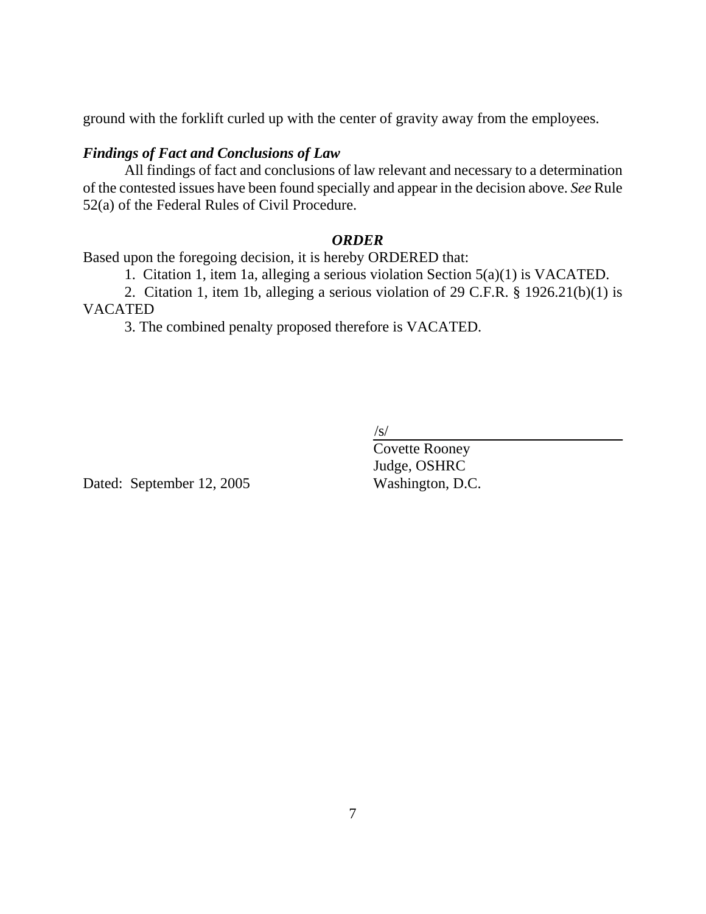ground with the forklift curled up with the center of gravity away from the employees.

***Findings of Fact and Conclusions of Law***

All findings of fact and conclusions of law relevant and necessary to a determination of the contested issues have been found specially and appear in the decision above. *See* Rule 52(a) of the Federal Rules of Civil Procedure.

***ORDER***

Based upon the foregoing decision, it is hereby ORDERED that:

1. Citation 1, item 1a, alleging a serious violation Section 5(a)(1) is VACATED.

2. Citation 1, item 1b, alleging a serious violation of 29 C.F.R. § 1926.21(b)(1) is VACATED

3. The combined penalty proposed therefore is VACATED.

/s/
Covette Rooney
Judge, OSHRC
Washington, D.C.

Dated: September 12, 2005